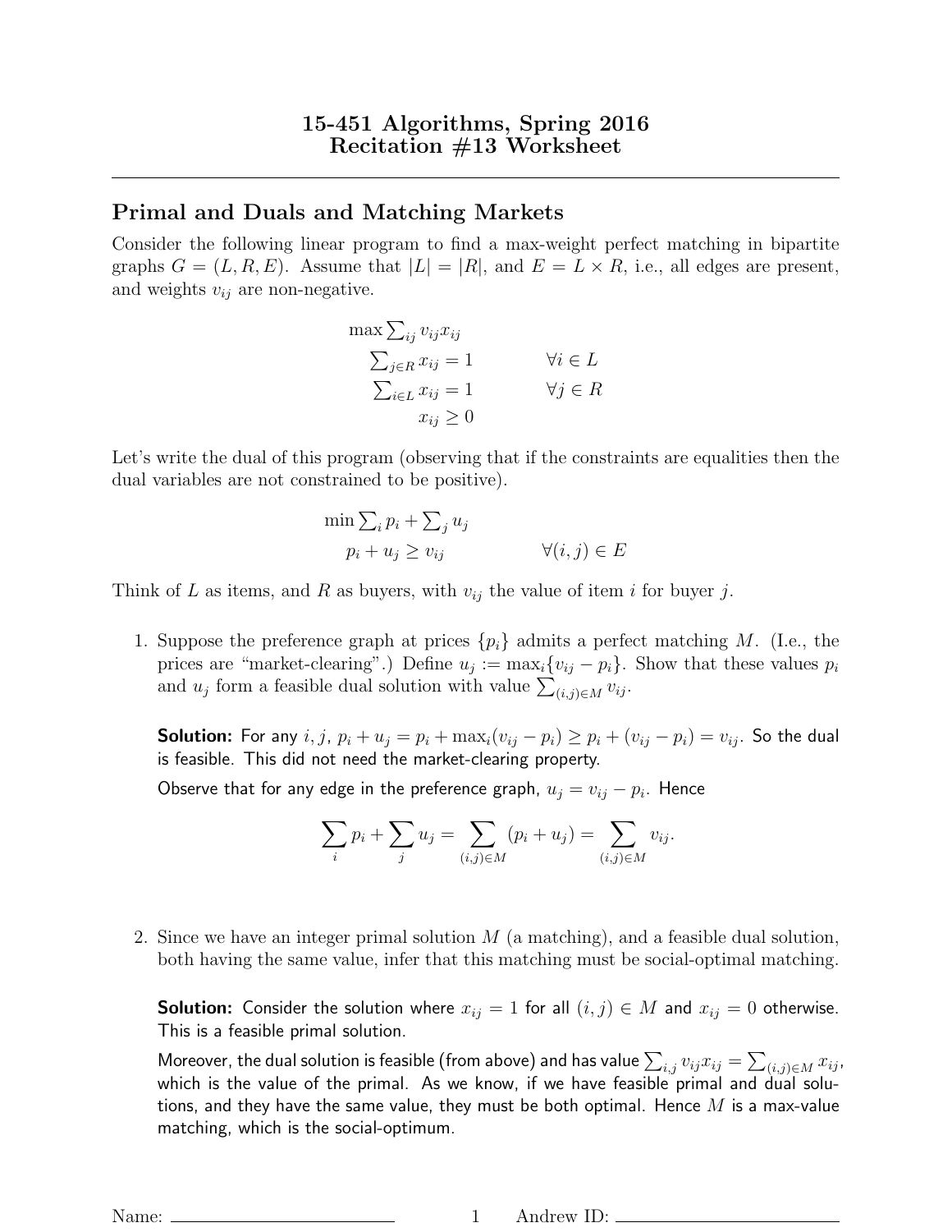# 15-451 Algorithms, Spring 2016
# Recitation #13 Worksheet

## Primal and Duals and Matching Markets

Consider the following linear program to find a max-weight perfect matching in bipartite graphs $G = (L, R, E)$. Assume that $|L| = |R|$, and $E = L \times R$, i.e., all edges are present, and weights $v_{ij}$ are non-negative.

$$
\begin{aligned}
\max \textstyle\sum_{ij} v_{ij} x_{ij} & \\
\textstyle\sum_{j \in R} x_{ij} = 1 & \qquad \forall i \in L \\
\textstyle\sum_{i \in L} x_{ij} = 1 & \qquad \forall j \in R \\
x_{ij} \geq 0 &
\end{aligned}
$$

Let's write the dual of this program (observing that if the constraints are equalities then the dual variables are not constrained to be positive).

$$
\begin{aligned}
\min \textstyle\sum_i p_i + \sum_j u_j & \\
p_i + u_j \geq v_{ij} & \qquad \forall (i,j) \in E
\end{aligned}
$$

Think of $L$ as items, and $R$ as buyers, with $v_{ij}$ the value of item $i$ for buyer $j$.

1. Suppose the preference graph at prices $\{p_i\}$ admits a perfect matching $M$. (I.e., the prices are "market-clearing".) Define $u_j := \max_i \{v_{ij} - p_i\}$. Show that these values $p_i$ and $u_j$ form a feasible dual solution with value $\sum_{(i,j) \in M} v_{ij}$.

   **Solution:** For any $i, j$, $p_i + u_j = p_i + \max_i (v_{ij} - p_i) \geq p_i + (v_{ij} - p_i) = v_{ij}$. So the dual is feasible. This did not need the market-clearing property.

   Observe that for any edge in the preference graph, $u_j = v_{ij} - p_i$. Hence

   $$\sum_i p_i + \sum_j u_j = \sum_{(i,j) \in M} (p_i + u_j) = \sum_{(i,j) \in M} v_{ij}.$$

2. Since we have an integer primal solution $M$ (a matching), and a feasible dual solution, both having the same value, infer that this matching must be social-optimal matching.

   **Solution:** Consider the solution where $x_{ij} = 1$ for all $(i,j) \in M$ and $x_{ij} = 0$ otherwise. This is a feasible primal solution.

   Moreover, the dual solution is feasible (from above) and has value $\sum_{i,j} v_{ij} x_{ij} = \sum_{(i,j) \in M} x_{ij}$, which is the value of the primal. As we know, if we have feasible primal and dual solutions, and they have the same value, they must be both optimal. Hence $M$ is a max-value matching, which is the social-optimum.

Name: ____________ Andrew ID: ____________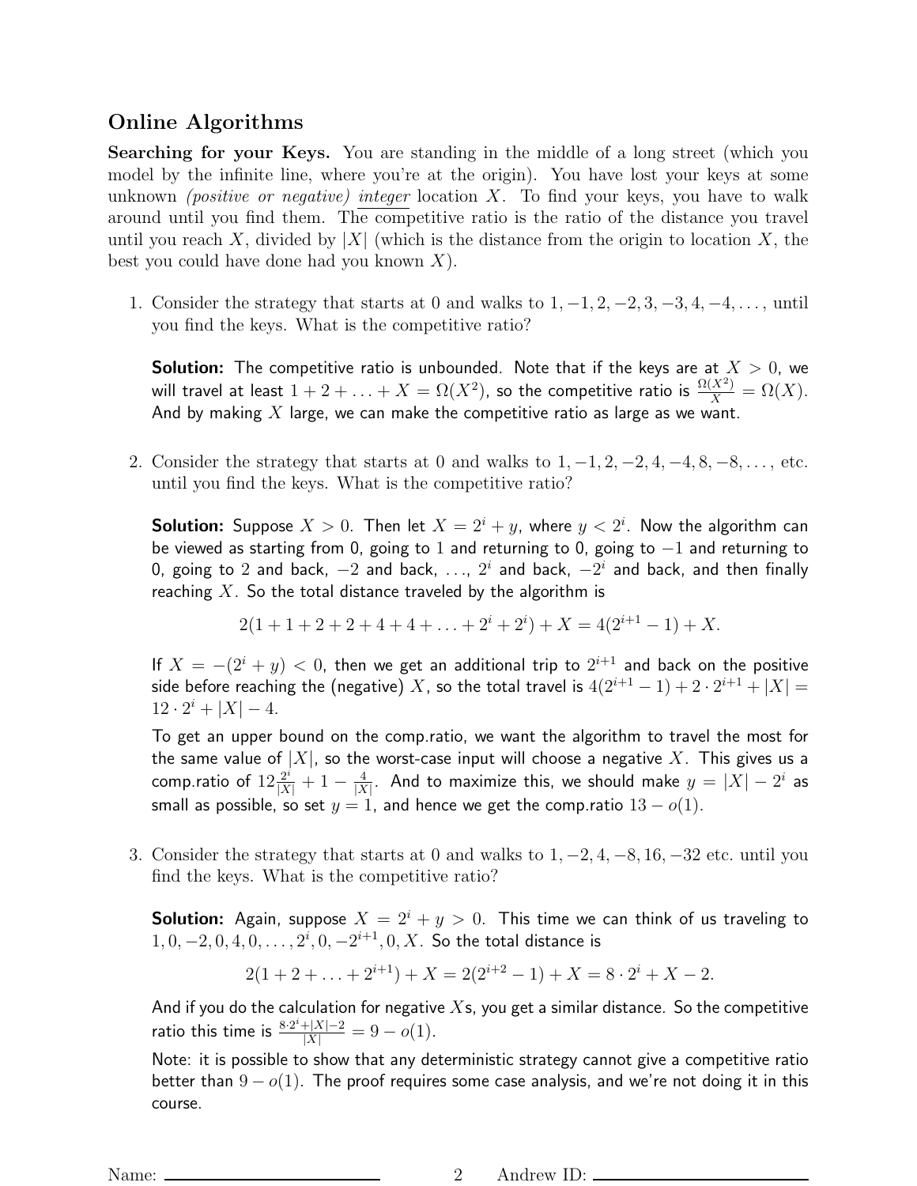## Online Algorithms

**Searching for your Keys.** You are standing in the middle of a long street (which you model by the infinite line, where you're at the origin). You have lost your keys at some unknown *(positive or negative)* <u>integer</u> location $X$. To find your keys, you have to walk around until you find them. The competitive ratio is the ratio of the distance you travel until you reach $X$, divided by $|X|$ (which is the distance from the origin to location $X$, the best you could have done had you known $X$).

1. Consider the strategy that starts at 0 and walks to $1, -1, 2, -2, 3, -3, 4, -4, \ldots$, until you find the keys. What is the competitive ratio?

   **Solution:** The competitive ratio is unbounded. Note that if the keys are at $X > 0$, we will travel at least $1 + 2 + \ldots + X = \Omega(X^2)$, so the competitive ratio is $\frac{\Omega(X^2)}{X} = \Omega(X)$. And by making $X$ large, we can make the competitive ratio as large as we want.

2. Consider the strategy that starts at 0 and walks to $1, -1, 2, -2, 4, -4, 8, -8, \ldots$, etc. until you find the keys. What is the competitive ratio?

   **Solution:** Suppose $X > 0$. Then let $X = 2^i + y$, where $y < 2^i$. Now the algorithm can be viewed as starting from 0, going to 1 and returning to 0, going to $-1$ and returning to 0, going to 2 and back, $-2$ and back, ..., $2^i$ and back, $-2^i$ and back, and then finally reaching $X$. So the total distance traveled by the algorithm is

   $$2(1 + 1 + 2 + 2 + 4 + 4 + \ldots + 2^i + 2^i) + X = 4(2^{i+1} - 1) + X.$$

   If $X = -(2^i + y) < 0$, then we get an additional trip to $2^{i+1}$ and back on the positive side before reaching the (negative) $X$, so the total travel is $4(2^{i+1} - 1) + 2 \cdot 2^{i+1} + |X| = 12 \cdot 2^i + |X| - 4$.

   To get an upper bound on the comp.ratio, we want the algorithm to travel the most for the same value of $|X|$, so the worst-case input will choose a negative $X$. This gives us a comp.ratio of $12\frac{2^i}{|X|} + 1 - \frac{4}{|X|}$. And to maximize this, we should make $y = |X| - 2^i$ as small as possible, so set $y = 1$, and hence we get the comp.ratio $13 - o(1)$.

3. Consider the strategy that starts at 0 and walks to $1, -2, 4, -8, 16, -32$ etc. until you find the keys. What is the competitive ratio?

   **Solution:** Again, suppose $X = 2^i + y > 0$. This time we can think of us traveling to $1, 0, -2, 0, 4, 0, \ldots, 2^i, 0, -2^{i+1}, 0, X$. So the total distance is

   $$2(1 + 2 + \ldots + 2^{i+1}) + X = 2(2^{i+2} - 1) + X = 8 \cdot 2^i + X - 2.$$

   And if you do the calculation for negative $X$s, you get a similar distance. So the competitive ratio this time is $\frac{8 \cdot 2^i + |X| - 2}{|X|} = 9 - o(1)$.

   Note: it is possible to show that any deterministic strategy cannot give a competitive ratio better than $9 - o(1)$. The proof requires some case analysis, and we're not doing it in this course.

Name: ____________ Andrew ID: ____________